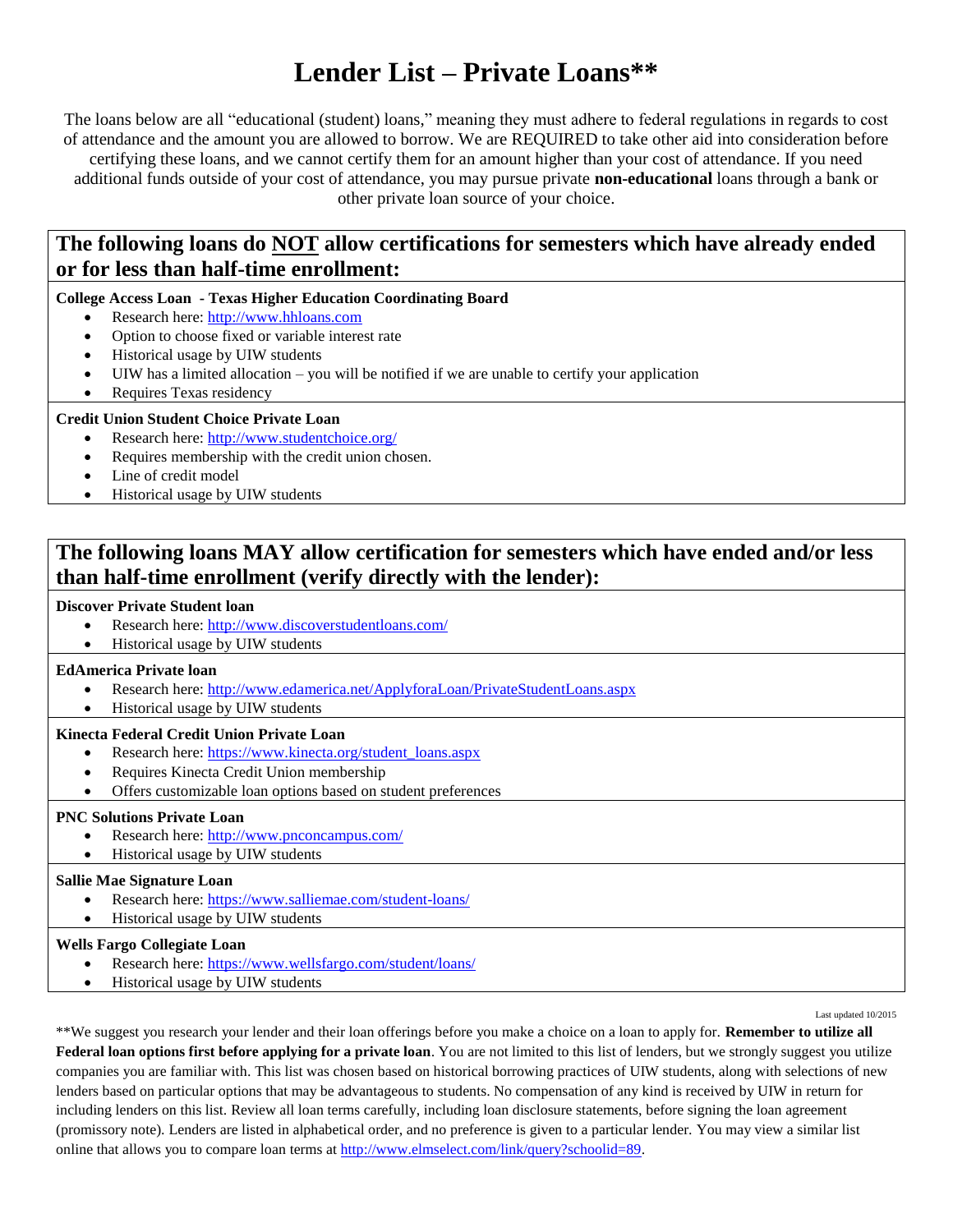# Lender List – Private Loans**

The loans below are all "educational (student) loans," meaning they must adhere to federal regulations in regards to cost of attendance and the amount you are allowed to borrow. We are REQUIRED to take other aid into consideration before certifying these loans, and we cannot certify them for an amount higher than your cost of attendance. If you need additional funds outside of your cost of attendance, you may pursue private **non-educational** loans through a bank or other private loan source of your choice.

## The following loans do NOT allow certifications for semesters which have already ended or for less than half-time enrollment:

**College Access Loan - Texas Higher Education Coordinating Board**

- Research here: http://www.hhloans.com
- Option to choose fixed or variable interest rate
- Historical usage by UIW students
- UIW has a limited allocation – you will be notified if we are unable to certify your application
- Requires Texas residency

**Credit Union Student Choice Private Loan**

- Research here: http://www.studentchoice.org/
- Requires membership with the credit union chosen.
- Line of credit model
- Historical usage by UIW students

## The following loans MAY allow certification for semesters which have ended and/or less than half-time enrollment (verify directly with the lender):

**Discover Private Student loan**

- Research here: http://www.discoverstudentloans.com/
- Historical usage by UIW students

**EdAmerica Private loan**

- Research here: http://www.edamerica.net/ApplyforaLoan/PrivateStudentLoans.aspx
- Historical usage by UIW students

**Kinecta Federal Credit Union Private Loan**

- Research here: https://www.kinecta.org/student_loans.aspx
- Requires Kinecta Credit Union membership
- Offers customizable loan options based on student preferences

**PNC Solutions Private Loan**

- Research here: http://www.pnconcampus.com/
- Historical usage by UIW students

**Sallie Mae Signature Loan**

- Research here: https://www.salliemae.com/student-loans/
- Historical usage by UIW students

**Wells Fargo Collegiate Loan**

- Research here: https://www.wellsfargo.com/student/loans/
- Historical usage by UIW students

Last updated 10/2015

**We suggest you research your lender and their loan offerings before you make a choice on a loan to apply for. **Remember to utilize all Federal loan options first before applying for a private loan**. You are not limited to this list of lenders, but we strongly suggest you utilize companies you are familiar with. This list was chosen based on historical borrowing practices of UIW students, along with selections of new lenders based on particular options that may be advantageous to students. No compensation of any kind is received by UIW in return for including lenders on this list. Review all loan terms carefully, including loan disclosure statements, before signing the loan agreement (promissory note). Lenders are listed in alphabetical order, and no preference is given to a particular lender. You may view a similar list online that allows you to compare loan terms at http://www.elmselect.com/link/query?schoolid=89.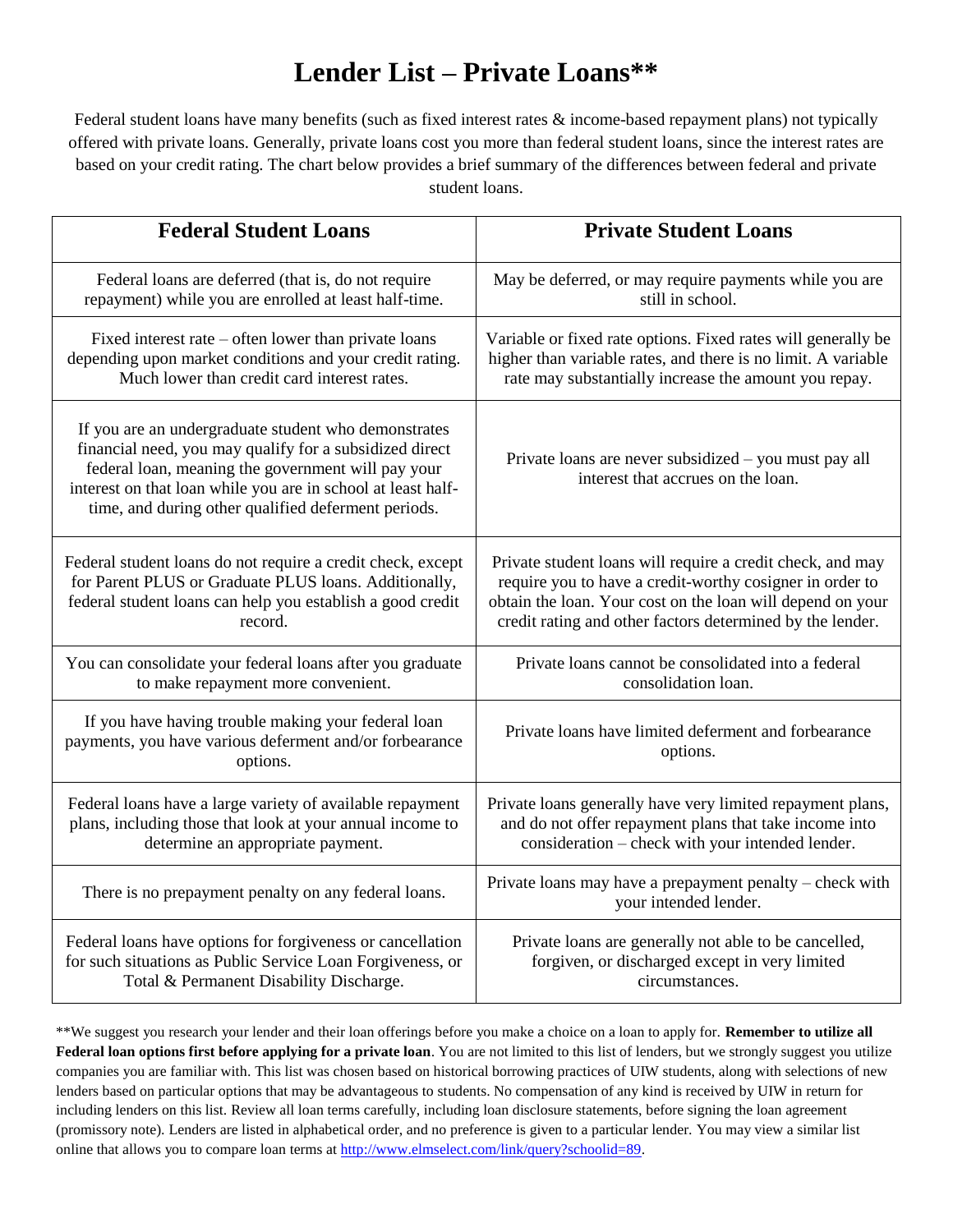# Lender List – Private Loans**

Federal student loans have many benefits (such as fixed interest rates & income-based repayment plans) not typically offered with private loans. Generally, private loans cost you more than federal student loans, since the interest rates are based on your credit rating. The chart below provides a brief summary of the differences between federal and private student loans.

| Federal Student Loans | Private Student Loans |
|---|---|
| Federal loans are deferred (that is, do not require repayment) while you are enrolled at least half-time. | May be deferred, or may require payments while you are still in school. |
| Fixed interest rate – often lower than private loans depending upon market conditions and your credit rating. Much lower than credit card interest rates. | Variable or fixed rate options. Fixed rates will generally be higher than variable rates, and there is no limit. A variable rate may substantially increase the amount you repay. |
| If you are an undergraduate student who demonstrates financial need, you may qualify for a subsidized direct federal loan, meaning the government will pay your interest on that loan while you are in school at least half-time, and during other qualified deferment periods. | Private loans are never subsidized – you must pay all interest that accrues on the loan. |
| Federal student loans do not require a credit check, except for Parent PLUS or Graduate PLUS loans. Additionally, federal student loans can help you establish a good credit record. | Private student loans will require a credit check, and may require you to have a credit-worthy cosigner in order to obtain the loan. Your cost on the loan will depend on your credit rating and other factors determined by the lender. |
| You can consolidate your federal loans after you graduate to make repayment more convenient. | Private loans cannot be consolidated into a federal consolidation loan. |
| If you have having trouble making your federal loan payments, you have various deferment and/or forbearance options. | Private loans have limited deferment and forbearance options. |
| Federal loans have a large variety of available repayment plans, including those that look at your annual income to determine an appropriate payment. | Private loans generally have very limited repayment plans, and do not offer repayment plans that take income into consideration – check with your intended lender. |
| There is no prepayment penalty on any federal loans. | Private loans may have a prepayment penalty – check with your intended lender. |
| Federal loans have options for forgiveness or cancellation for such situations as Public Service Loan Forgiveness, or Total & Permanent Disability Discharge. | Private loans are generally not able to be cancelled, forgiven, or discharged except in very limited circumstances. |

**We suggest you research your lender and their loan offerings before you make a choice on a loan to apply for. **Remember to utilize all Federal loan options first before applying for a private loan**. You are not limited to this list of lenders, but we strongly suggest you utilize companies you are familiar with. This list was chosen based on historical borrowing practices of UIW students, along with selections of new lenders based on particular options that may be advantageous to students. No compensation of any kind is received by UIW in return for including lenders on this list. Review all loan terms carefully, including loan disclosure statements, before signing the loan agreement (promissory note). Lenders are listed in alphabetical order, and no preference is given to a particular lender. You may view a similar list online that allows you to compare loan terms at [http://www.elmselect.com/link/query?schoolid=89](http://www.elmselect.com/link/query?schoolid=89).